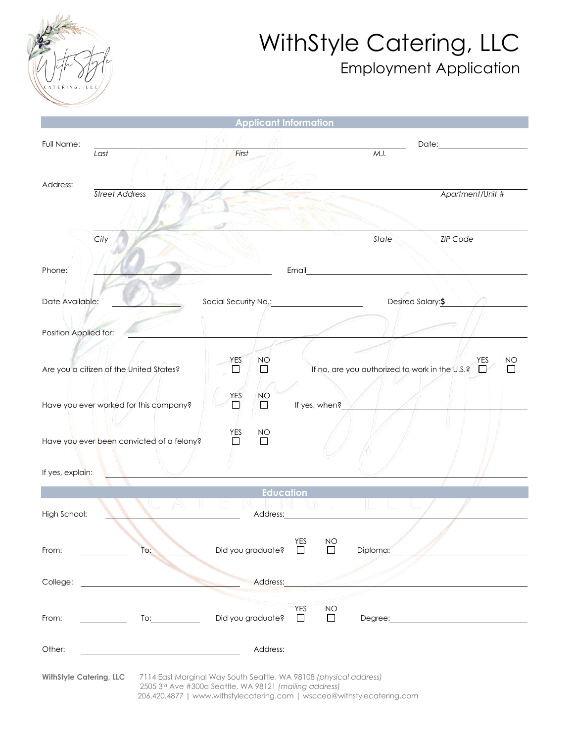# WithStyle Catering, LLC

## Employment Application

### Applicant Information

Full Name: ______________________ Date: __________

*Last* *First* *M.I.*

Address: ______________________

*Street Address* *Apartment/Unit #*

______________________

*City* *State* *ZIP Code*

Phone: __________ Email __________

Date Available: __________ Social Security No.: __________ Desired Salary: **$** __________

Position Applied for: ______________________

Are you a citizen of the United States? YES ☐ NO ☐ If no, are you authorized to work in the U.S.? YES ☐ NO ☐

Have you ever worked for this company? YES ☐ NO ☐ If yes, when? __________

Have you ever been convicted of a felony? YES ☐ NO ☐

If yes, explain: ______________________

### Education

High School: __________ Address: __________

From: __________ To: __________ Did you graduate? YES ☐ NO ☐ Diploma: __________

College: __________ Address: __________

From: __________ To: __________ Did you graduate? YES ☐ NO ☐ Degree: __________

Other: __________ Address: __________

**WithStyle Catering, LLC** 7114 East Marginal Way South Seattle, WA 98108 *(physical address)*
2505 3rd Ave #300a Seattle, WA 98121 *(mailing address)*
206.420.4877 | www.withstylecatering.com | wscceo@withstylecatering.com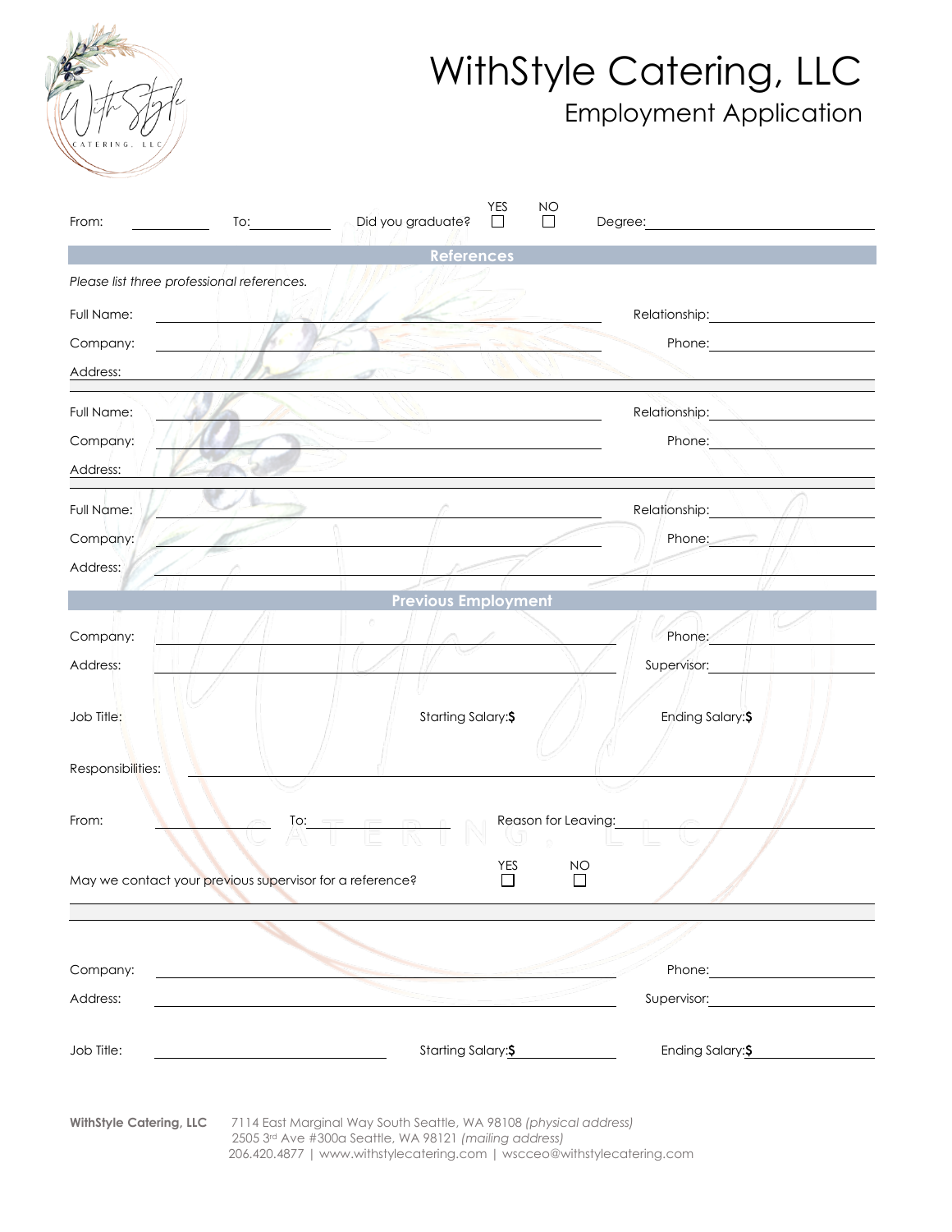# WithStyle Catering, LLC

## Employment Application

From: ____________ To: ____________ Did you graduate? YES ☐ NO ☐ Degree: ____________________

## References

*Please list three professional references.*

Full Name: ______________________________ Relationship: ____________

Company: ______________________________ Phone: ____________

Address: ______________________________________________

Full Name: ______________________________ Relationship: ____________

Company: ______________________________ Phone: ____________

Address: ______________________________________________

Full Name: ______________________________ Relationship: ____________

Company: ______________________________ Phone: ____________

Address: ______________________________________________

## Previous Employment

Company: ______________________________ Phone: ____________

Address: ______________________________ Supervisor: ____________

Job Title: Starting Salary: $ Ending Salary: $

Responsibilities: ______________________________________________

From: ____________ To: ____________ Reason for Leaving: ____________

May we contact your previous supervisor for a reference? YES ☐ NO ☐

Company: ______________________________ Phone: ____________

Address: ______________________________ Supervisor: ____________

Job Title: ____________ Starting Salary: $ ____________ Ending Salary: $ ____________

**WithStyle Catering, LLC** 7114 East Marginal Way South Seattle, WA 98108 *(physical address)*
2505 3rd Ave #300a Seattle, WA 98121 *(mailing address)*
206.420.4877 | www.withstylecatering.com | wscceo@withstylecatering.com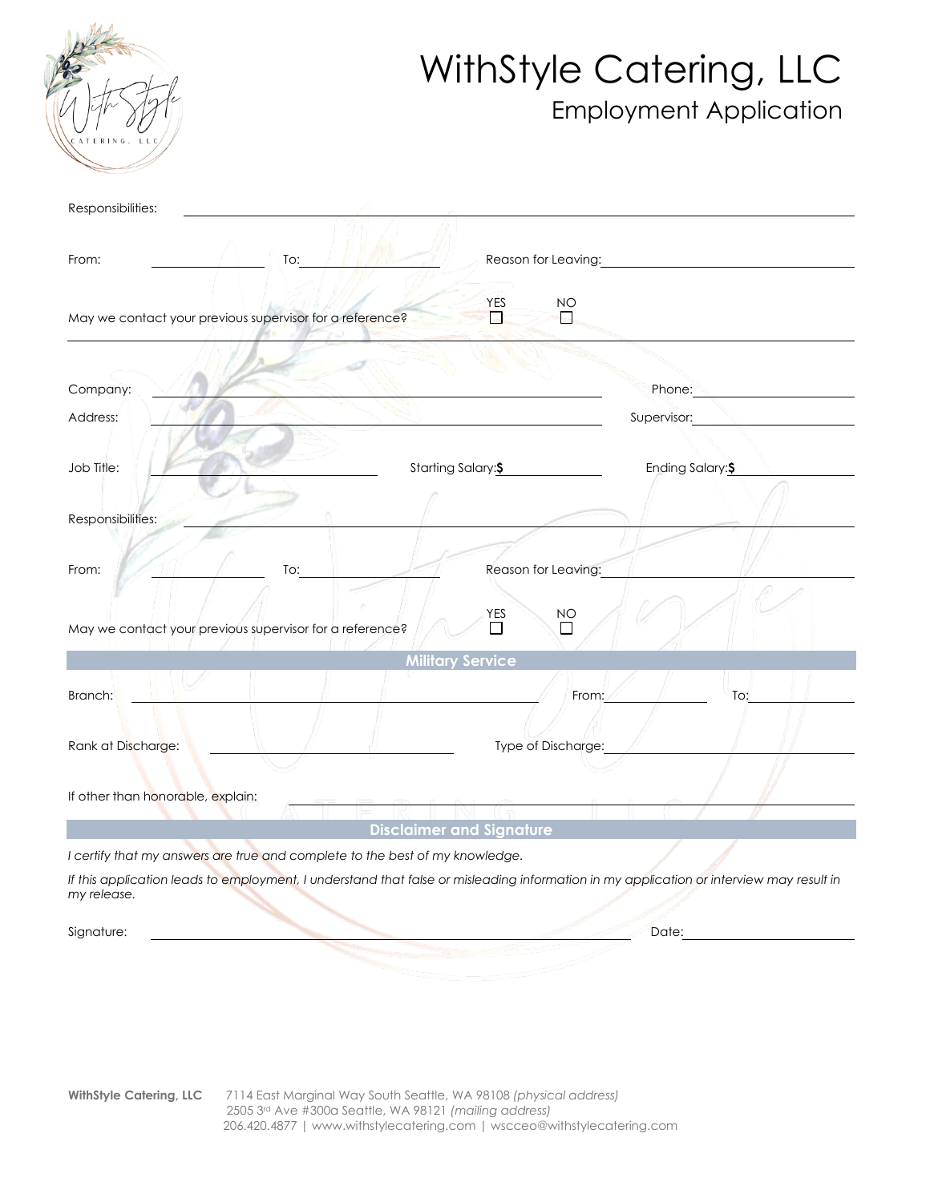# WithStyle Catering, LLC

## Employment Application

Responsibilities: ______________________________

From: __________ To: __________ Reason for Leaving: ______________________________

May we contact your previous supervisor for a reference? YES ☐ NO ☐

Company: ______________________________ Phone: __________

Address: ______________________________ Supervisor: __________

Job Title: ______________________________ Starting Salary: $ __________ Ending Salary: $ __________

Responsibilities: ______________________________

From: __________ To: __________ Reason for Leaving: ______________________________

May we contact your previous supervisor for a reference? YES ☐ NO ☐

## Military Service

Branch: ______________________________ From: __________ To: __________

Rank at Discharge: ______________________________ Type of Discharge: ______________________________

If other than honorable, explain: ______________________________

## Disclaimer and Signature

*I certify that my answers are true and complete to the best of my knowledge.*

*If this application leads to employment, I understand that false or misleading information in my application or interview may result in my release.*

Signature: ______________________________ Date: __________

**WithStyle Catering, LLC** 7114 East Marginal Way South Seattle, WA 98108 *(physical address)*
2505 3rd Ave #300a Seattle, WA 98121 *(mailing address)*
206.420.4877 | www.withstylecatering.com | wscceo@withstylecatering.com